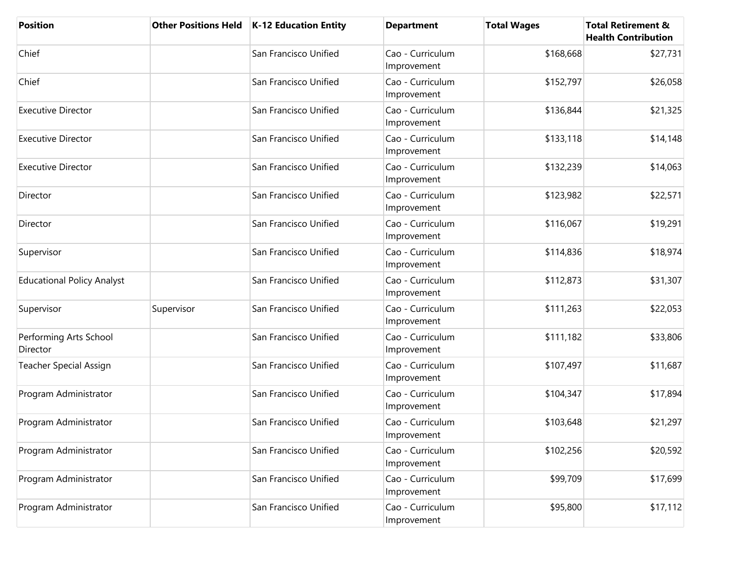| Position | Other Positions Held | K-12 Education Entity | Department | Total Wages | Total Retirement & Health Contribution |
|---|---|---|---|---|---|
| Chief | | San Francisco Unified | Cao - Curriculum Improvement | $168,668 | $27,731 |
| Chief | | San Francisco Unified | Cao - Curriculum Improvement | $152,797 | $26,058 |
| Executive Director | | San Francisco Unified | Cao - Curriculum Improvement | $136,844 | $21,325 |
| Executive Director | | San Francisco Unified | Cao - Curriculum Improvement | $133,118 | $14,148 |
| Executive Director | | San Francisco Unified | Cao - Curriculum Improvement | $132,239 | $14,063 |
| Director | | San Francisco Unified | Cao - Curriculum Improvement | $123,982 | $22,571 |
| Director | | San Francisco Unified | Cao - Curriculum Improvement | $116,067 | $19,291 |
| Supervisor | | San Francisco Unified | Cao - Curriculum Improvement | $114,836 | $18,974 |
| Educational Policy Analyst | | San Francisco Unified | Cao - Curriculum Improvement | $112,873 | $31,307 |
| Supervisor | Supervisor | San Francisco Unified | Cao - Curriculum Improvement | $111,263 | $22,053 |
| Performing Arts School Director | | San Francisco Unified | Cao - Curriculum Improvement | $111,182 | $33,806 |
| Teacher Special Assign | | San Francisco Unified | Cao - Curriculum Improvement | $107,497 | $11,687 |
| Program Administrator | | San Francisco Unified | Cao - Curriculum Improvement | $104,347 | $17,894 |
| Program Administrator | | San Francisco Unified | Cao - Curriculum Improvement | $103,648 | $21,297 |
| Program Administrator | | San Francisco Unified | Cao - Curriculum Improvement | $102,256 | $20,592 |
| Program Administrator | | San Francisco Unified | Cao - Curriculum Improvement | $99,709 | $17,699 |
| Program Administrator | | San Francisco Unified | Cao - Curriculum Improvement | $95,800 | $17,112 |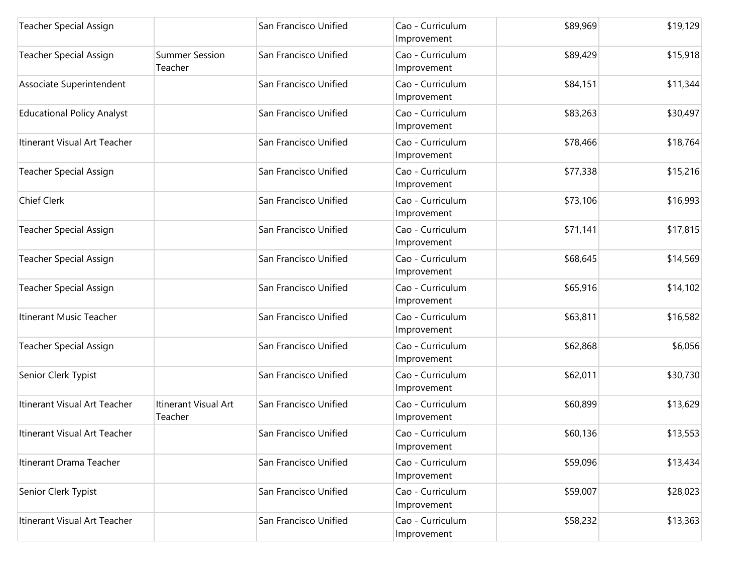| | | | | | |
|---|---|---|---|---|---|
| Teacher Special Assign | | San Francisco Unified | Cao - Curriculum Improvement | $89,969 | $19,129 |
| Teacher Special Assign | Summer Session Teacher | San Francisco Unified | Cao - Curriculum Improvement | $89,429 | $15,918 |
| Associate Superintendent | | San Francisco Unified | Cao - Curriculum Improvement | $84,151 | $11,344 |
| Educational Policy Analyst | | San Francisco Unified | Cao - Curriculum Improvement | $83,263 | $30,497 |
| Itinerant Visual Art Teacher | | San Francisco Unified | Cao - Curriculum Improvement | $78,466 | $18,764 |
| Teacher Special Assign | | San Francisco Unified | Cao - Curriculum Improvement | $77,338 | $15,216 |
| Chief Clerk | | San Francisco Unified | Cao - Curriculum Improvement | $73,106 | $16,993 |
| Teacher Special Assign | | San Francisco Unified | Cao - Curriculum Improvement | $71,141 | $17,815 |
| Teacher Special Assign | | San Francisco Unified | Cao - Curriculum Improvement | $68,645 | $14,569 |
| Teacher Special Assign | | San Francisco Unified | Cao - Curriculum Improvement | $65,916 | $14,102 |
| Itinerant Music Teacher | | San Francisco Unified | Cao - Curriculum Improvement | $63,811 | $16,582 |
| Teacher Special Assign | | San Francisco Unified | Cao - Curriculum Improvement | $62,868 | $6,056 |
| Senior Clerk Typist | | San Francisco Unified | Cao - Curriculum Improvement | $62,011 | $30,730 |
| Itinerant Visual Art Teacher | Itinerant Visual Art Teacher | San Francisco Unified | Cao - Curriculum Improvement | $60,899 | $13,629 |
| Itinerant Visual Art Teacher | | San Francisco Unified | Cao - Curriculum Improvement | $60,136 | $13,553 |
| Itinerant Drama Teacher | | San Francisco Unified | Cao - Curriculum Improvement | $59,096 | $13,434 |
| Senior Clerk Typist | | San Francisco Unified | Cao - Curriculum Improvement | $59,007 | $28,023 |
| Itinerant Visual Art Teacher | | San Francisco Unified | Cao - Curriculum Improvement | $58,232 | $13,363 |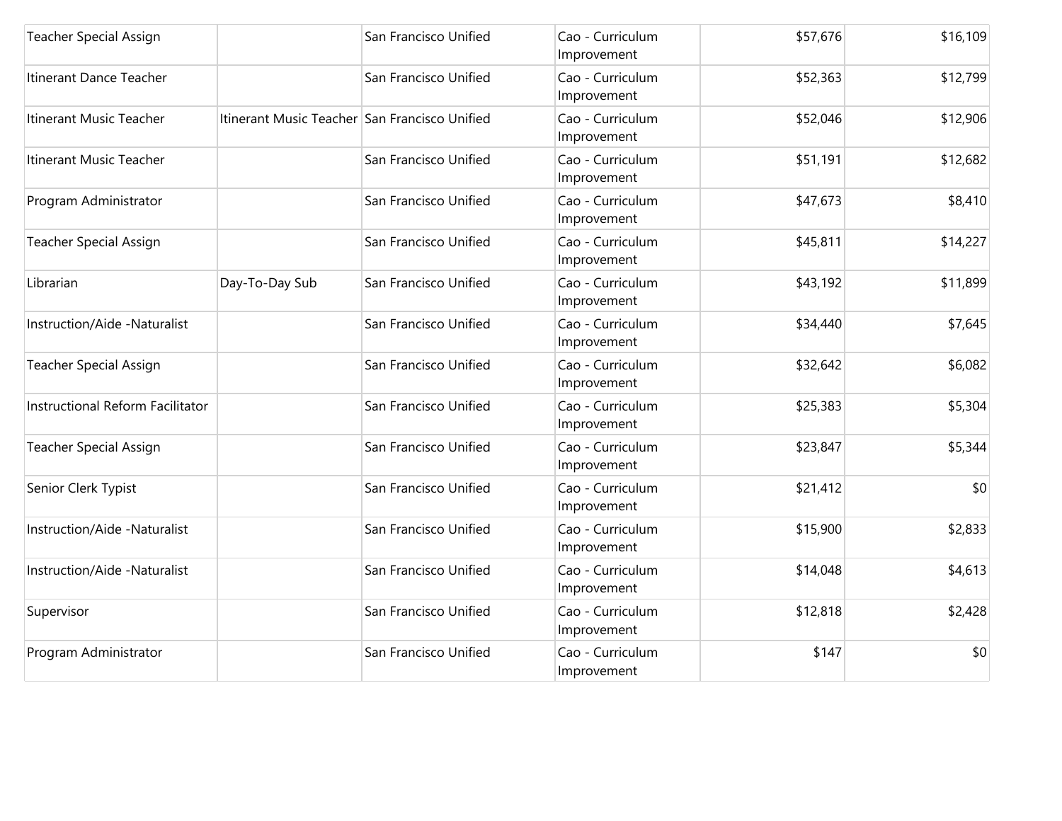| | | | | | |
|---|---|---|---|---|---|
| Teacher Special Assign | | San Francisco Unified | Cao - Curriculum Improvement | $57,676 | $16,109 |
| Itinerant Dance Teacher | | San Francisco Unified | Cao - Curriculum Improvement | $52,363 | $12,799 |
| Itinerant Music Teacher | Itinerant Music Teacher | San Francisco Unified | Cao - Curriculum Improvement | $52,046 | $12,906 |
| Itinerant Music Teacher | | San Francisco Unified | Cao - Curriculum Improvement | $51,191 | $12,682 |
| Program Administrator | | San Francisco Unified | Cao - Curriculum Improvement | $47,673 | $8,410 |
| Teacher Special Assign | | San Francisco Unified | Cao - Curriculum Improvement | $45,811 | $14,227 |
| Librarian | Day-To-Day Sub | San Francisco Unified | Cao - Curriculum Improvement | $43,192 | $11,899 |
| Instruction/Aide -Naturalist | | San Francisco Unified | Cao - Curriculum Improvement | $34,440 | $7,645 |
| Teacher Special Assign | | San Francisco Unified | Cao - Curriculum Improvement | $32,642 | $6,082 |
| Instructional Reform Facilitator | | San Francisco Unified | Cao - Curriculum Improvement | $25,383 | $5,304 |
| Teacher Special Assign | | San Francisco Unified | Cao - Curriculum Improvement | $23,847 | $5,344 |
| Senior Clerk Typist | | San Francisco Unified | Cao - Curriculum Improvement | $21,412 | $0 |
| Instruction/Aide -Naturalist | | San Francisco Unified | Cao - Curriculum Improvement | $15,900 | $2,833 |
| Instruction/Aide -Naturalist | | San Francisco Unified | Cao - Curriculum Improvement | $14,048 | $4,613 |
| Supervisor | | San Francisco Unified | Cao - Curriculum Improvement | $12,818 | $2,428 |
| Program Administrator | | San Francisco Unified | Cao - Curriculum Improvement | $147 | $0 |